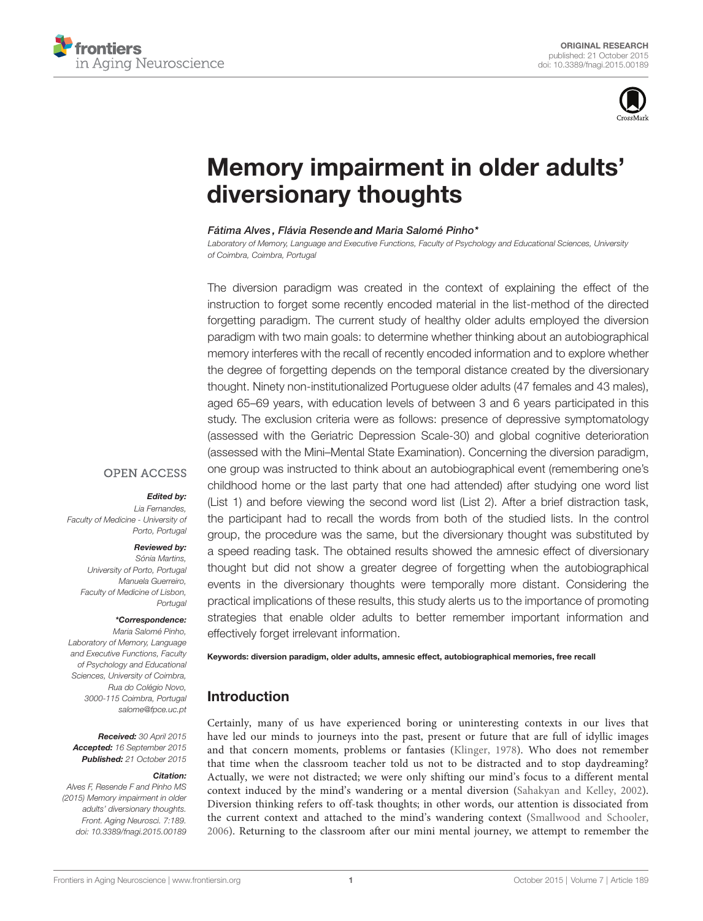ORIGINAL RESEARCH
published: 21 October 2015
doi: 10.3389/fnagi.2015.00189

# Memory impairment in older adults' diversionary thoughts

*Fátima Alves, Flávia Resende and Maria Salomé Pinho\**

*Laboratory of Memory, Language and Executive Functions, Faculty of Psychology and Educational Sciences, University of Coimbra, Coimbra, Portugal*

The diversion paradigm was created in the context of explaining the effect of the instruction to forget some recently encoded material in the list-method of the directed forgetting paradigm. The current study of healthy older adults employed the diversion paradigm with two main goals: to determine whether thinking about an autobiographical memory interferes with the recall of recently encoded information and to explore whether the degree of forgetting depends on the temporal distance created by the diversionary thought. Ninety non-institutionalized Portuguese older adults (47 females and 43 males), aged 65–69 years, with education levels of between 3 and 6 years participated in this study. The exclusion criteria were as follows: presence of depressive symptomatology (assessed with the Geriatric Depression Scale-30) and global cognitive deterioration (assessed with the Mini–Mental State Examination). Concerning the diversion paradigm, one group was instructed to think about an autobiographical event (remembering one's childhood home or the last party that one had attended) after studying one word list (List 1) and before viewing the second word list (List 2). After a brief distraction task, the participant had to recall the words from both of the studied lists. In the control group, the procedure was the same, but the diversionary thought was substituted by a speed reading task. The obtained results showed the amnesic effect of diversionary thought but did not show a greater degree of forgetting when the autobiographical events in the diversionary thoughts were temporally more distant. Considering the practical implications of these results, this study alerts us to the importance of promoting strategies that enable older adults to better remember important information and effectively forget irrelevant information.

**Keywords: diversion paradigm, older adults, amnesic effect, autobiographical memories, free recall**

OPEN ACCESS

***Edited by:***
Lia Fernandes,
Faculty of Medicine - University of Porto, Portugal

***Reviewed by:***
Sónia Martins,
University of Porto, Portugal
Manuela Guerreiro,
Faculty of Medicine of Lisbon, Portugal

***\*Correspondence:***
Maria Salomé Pinho,
Laboratory of Memory, Language and Executive Functions, Faculty of Psychology and Educational Sciences, University of Coimbra,
Rua do Colégio Novo,
3000-115 Coimbra, Portugal
salome@fpce.uc.pt

***Received:*** 30 April 2015
***Accepted:*** 16 September 2015
***Published:*** 21 October 2015

***Citation:***
Alves F, Resende F and Pinho MS (2015) Memory impairment in older adults' diversionary thoughts. Front. Aging Neurosci. 7:189. doi: 10.3389/fnagi.2015.00189

## Introduction

Certainly, many of us have experienced boring or uninteresting contexts in our lives that have led our minds to journeys into the past, present or future that are full of idyllic images and that concern moments, problems or fantasies (Klinger, 1978). Who does not remember that time when the classroom teacher told us not to be distracted and to stop daydreaming? Actually, we were not distracted; we were only shifting our mind's focus to a different mental context induced by the mind's wandering or a mental diversion (Sahakyan and Kelley, 2002). Diversion thinking refers to off-task thoughts; in other words, our attention is dissociated from the current context and attached to the mind's wandering context (Smallwood and Schooler, 2006). Returning to the classroom after our mini mental journey, we attempt to remember the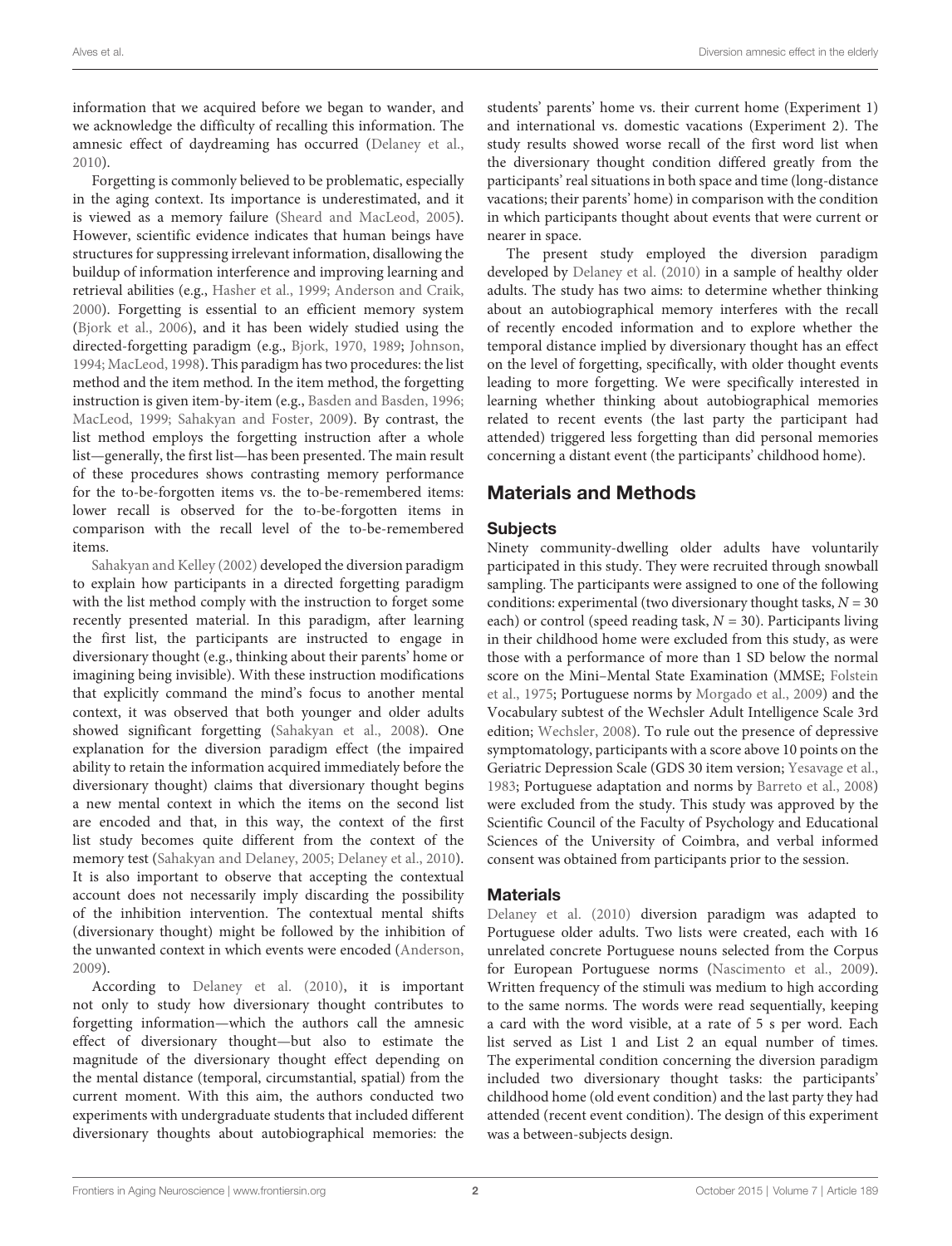information that we acquired before we began to wander, and we acknowledge the difficulty of recalling this information. The amnesic effect of daydreaming has occurred (Delaney et al., 2010).

Forgetting is commonly believed to be problematic, especially in the aging context. Its importance is underestimated, and it is viewed as a memory failure (Sheard and MacLeod, 2005). However, scientific evidence indicates that human beings have structures for suppressing irrelevant information, disallowing the buildup of information interference and improving learning and retrieval abilities (e.g., Hasher et al., 1999; Anderson and Craik, 2000). Forgetting is essential to an efficient memory system (Bjork et al., 2006), and it has been widely studied using the directed-forgetting paradigm (e.g., Bjork, 1970, 1989; Johnson, 1994; MacLeod, 1998). This paradigm has two procedures: the list method and the item method. In the item method, the forgetting instruction is given item-by-item (e.g., Basden and Basden, 1996; MacLeod, 1999; Sahakyan and Foster, 2009). By contrast, the list method employs the forgetting instruction after a whole list—generally, the first list—has been presented. The main result of these procedures shows contrasting memory performance for the to-be-forgotten items vs. the to-be-remembered items: lower recall is observed for the to-be-forgotten items in comparison with the recall level of the to-be-remembered items.

Sahakyan and Kelley (2002) developed the diversion paradigm to explain how participants in a directed forgetting paradigm with the list method comply with the instruction to forget some recently presented material. In this paradigm, after learning the first list, the participants are instructed to engage in diversionary thought (e.g., thinking about their parents' home or imagining being invisible). With these instruction modifications that explicitly command the mind's focus to another mental context, it was observed that both younger and older adults showed significant forgetting (Sahakyan et al., 2008). One explanation for the diversion paradigm effect (the impaired ability to retain the information acquired immediately before the diversionary thought) claims that diversionary thought begins a new mental context in which the items on the second list are encoded and that, in this way, the context of the first list study becomes quite different from the context of the memory test (Sahakyan and Delaney, 2005; Delaney et al., 2010). It is also important to observe that accepting the contextual account does not necessarily imply discarding the possibility of the inhibition intervention. The contextual mental shifts (diversionary thought) might be followed by the inhibition of the unwanted context in which events were encoded (Anderson, 2009).

According to Delaney et al. (2010), it is important not only to study how diversionary thought contributes to forgetting information—which the authors call the amnesic effect of diversionary thought—but also to estimate the magnitude of the diversionary thought effect depending on the mental distance (temporal, circumstantial, spatial) from the current moment. With this aim, the authors conducted two experiments with undergraduate students that included different diversionary thoughts about autobiographical memories: the students' parents' home vs. their current home (Experiment 1) and international vs. domestic vacations (Experiment 2). The study results showed worse recall of the first word list when the diversionary thought condition differed greatly from the participants' real situations in both space and time (long-distance vacations; their parents' home) in comparison with the condition in which participants thought about events that were current or nearer in space.

The present study employed the diversion paradigm developed by Delaney et al. (2010) in a sample of healthy older adults. The study has two aims: to determine whether thinking about an autobiographical memory interferes with the recall of recently encoded information and to explore whether the temporal distance implied by diversionary thought has an effect on the level of forgetting, specifically, with older thought events leading to more forgetting. We were specifically interested in learning whether thinking about autobiographical memories related to recent events (the last party the participant had attended) triggered less forgetting than did personal memories concerning a distant event (the participants' childhood home).

## Materials and Methods

### Subjects

Ninety community-dwelling older adults have voluntarily participated in this study. They were recruited through snowball sampling. The participants were assigned to one of the following conditions: experimental (two diversionary thought tasks, $N = 30$ each) or control (speed reading task, $N = 30$). Participants living in their childhood home were excluded from this study, as were those with a performance of more than 1 SD below the normal score on the Mini–Mental State Examination (MMSE; Folstein et al., 1975; Portuguese norms by Morgado et al., 2009) and the Vocabulary subtest of the Wechsler Adult Intelligence Scale 3rd edition; Wechsler, 2008). To rule out the presence of depressive symptomatology, participants with a score above 10 points on the Geriatric Depression Scale (GDS 30 item version; Yesavage et al., 1983; Portuguese adaptation and norms by Barreto et al., 2008) were excluded from the study. This study was approved by the Scientific Council of the Faculty of Psychology and Educational Sciences of the University of Coimbra, and verbal informed consent was obtained from participants prior to the session.

### Materials

Delaney et al. (2010) diversion paradigm was adapted to Portuguese older adults. Two lists were created, each with 16 unrelated concrete Portuguese nouns selected from the Corpus for European Portuguese norms (Nascimento et al., 2009). Written frequency of the stimuli was medium to high according to the same norms. The words were read sequentially, keeping a card with the word visible, at a rate of 5 s per word. Each list served as List 1 and List 2 an equal number of times. The experimental condition concerning the diversion paradigm included two diversionary thought tasks: the participants' childhood home (old event condition) and the last party they had attended (recent event condition). The design of this experiment was a between-subjects design.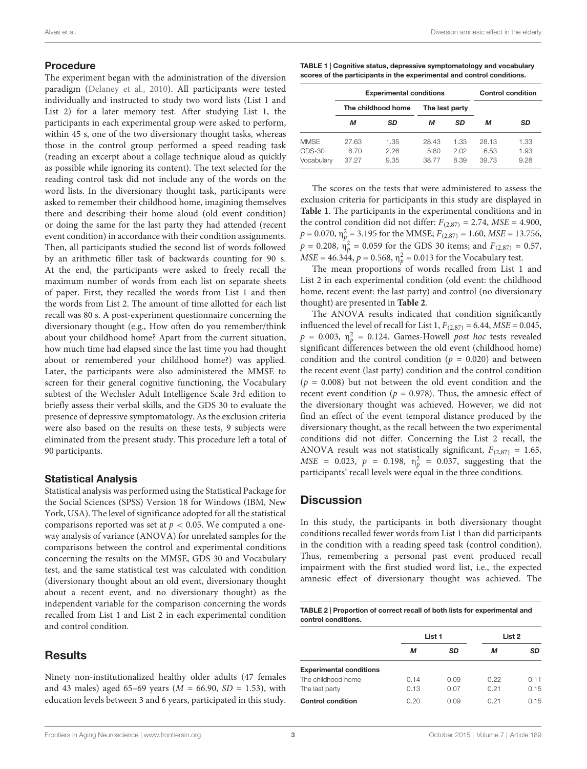## Procedure

The experiment began with the administration of the diversion paradigm (Delaney et al., 2010). All participants were tested individually and instructed to study two word lists (List 1 and List 2) for a later memory test. After studying List 1, the participants in each experimental group were asked to perform, within 45 s, one of the two diversionary thought tasks, whereas those in the control group performed a speed reading task (reading an excerpt about a collage technique aloud as quickly as possible while ignoring its content). The text selected for the reading control task did not include any of the words on the word lists. In the diversionary thought task, participants were asked to remember their childhood home, imagining themselves there and describing their home aloud (old event condition) or doing the same for the last party they had attended (recent event condition) in accordance with their condition assignments. Then, all participants studied the second list of words followed by an arithmetic filler task of backwards counting for 90 s. At the end, the participants were asked to freely recall the maximum number of words from each list on separate sheets of paper. First, they recalled the words from List 1 and then the words from List 2. The amount of time allotted for each list recall was 80 s. A post-experiment questionnaire concerning the diversionary thought (e.g., How often do you remember/think about your childhood home? Apart from the current situation, how much time had elapsed since the last time you had thought about or remembered your childhood home?) was applied. Later, the participants were also administered the MMSE to screen for their general cognitive functioning, the Vocabulary subtest of the Wechsler Adult Intelligence Scale 3rd edition to briefly assess their verbal skills, and the GDS 30 to evaluate the presence of depressive symptomatology. As the exclusion criteria were also based on the results on these tests, 9 subjects were eliminated from the present study. This procedure left a total of 90 participants.

## Statistical Analysis

Statistical analysis was performed using the Statistical Package for the Social Sciences (SPSS) Version 18 for Windows (IBM, New York, USA). The level of significance adopted for all the statistical comparisons reported was set at $p < 0.05$. We computed a one-way analysis of variance (ANOVA) for unrelated samples for the comparisons between the control and experimental conditions concerning the results on the MMSE, GDS 30 and Vocabulary test, and the same statistical test was calculated with condition (diversionary thought about an old event, diversionary thought about a recent event, and no diversionary thought) as the independent variable for the comparison concerning the words recalled from List 1 and List 2 in each experimental condition and control condition.

# Results

Ninety non-institutionalized healthy older adults (47 females and 43 males) aged 65–69 years ($M = 66.90$, $SD = 1.53$), with education levels between 3 and 6 years, participated in this study.

**TABLE 1 | Cognitive status, depressive symptomatology and vocabulary scores of the participants in the experimental and control conditions.**

| | Experimental conditions | | | | Control condition | |
|---|---|---|---|---|---|---|
| | The childhood home | | The last party | | | |
| | *M* | *SD* | *M* | *SD* | *M* | *SD* |
| MMSE | 27.63 | 1.35 | 28.43 | 1.33 | 28.13 | 1.33 |
| GDS-30 | 6.70 | 2.26 | 5.80 | 2.02 | 6.53 | 1.93 |
| Vocabulary | 37.27 | 9.35 | 38.77 | 8.39 | 39.73 | 9.28 |

The scores on the tests that were administered to assess the exclusion criteria for participants in this study are displayed in **Table 1**. The participants in the experimental conditions and in the control condition did not differ: $F_{(2,87)} = 2.74$, $MSE = 4.900$, $p = 0.070$, $\eta_p^2 = 3.195$ for the MMSE; $F_{(2,87)} = 1.60$, $MSE = 13.756$, $p = 0.208$, $\eta_p^2 = 0.059$ for the GDS 30 items; and $F_{(2,87)} = 0.57$, $MSE = 46.344$, $p = 0.568$, $\eta_p^2 = 0.013$ for the Vocabulary test.

The mean proportions of words recalled from List 1 and List 2 in each experimental condition (old event: the childhood home, recent event: the last party) and control (no diversionary thought) are presented in **Table 2**.

The ANOVA results indicated that condition significantly influenced the level of recall for List 1, $F_{(2,87)} = 6.44$, $MSE = 0.045$, $p = 0.003$, $\eta_p^2 = 0.124$. Games-Howell *post hoc* tests revealed significant differences between the old event (childhood home) condition and the control condition ($p = 0.020$) and between the recent event (last party) condition and the control condition ($p = 0.008$) but not between the old event condition and the recent event condition ($p = 0.978$). Thus, the amnesic effect of the diversionary thought was achieved. However, we did not find an effect of the event temporal distance produced by the diversionary thought, as the recall between the two experimental conditions did not differ. Concerning the List 2 recall, the ANOVA result was not statistically significant, $F_{(2,87)} = 1.65$, $MSE = 0.023$, $p = 0.198$, $\eta_p^2 = 0.037$, suggesting that the participants' recall levels were equal in the three conditions.

# Discussion

In this study, the participants in both diversionary thought conditions recalled fewer words from List 1 than did participants in the condition with a reading speed task (control condition). Thus, remembering a personal past event produced recall impairment with the first studied word list, i.e., the expected amnesic effect of diversionary thought was achieved. The

**TABLE 2 | Proportion of correct recall of both lists for experimental and control conditions.**

| | List 1 | | List 2 | |
|---|---|---|---|---|
| | *M* | *SD* | *M* | *SD* |
| **Experimental conditions** | | | | |
| The childhood home | 0.14 | 0.09 | 0.22 | 0.11 |
| The last party | 0.13 | 0.07 | 0.21 | 0.15 |
| **Control condition** | 0.20 | 0.09 | 0.21 | 0.15 |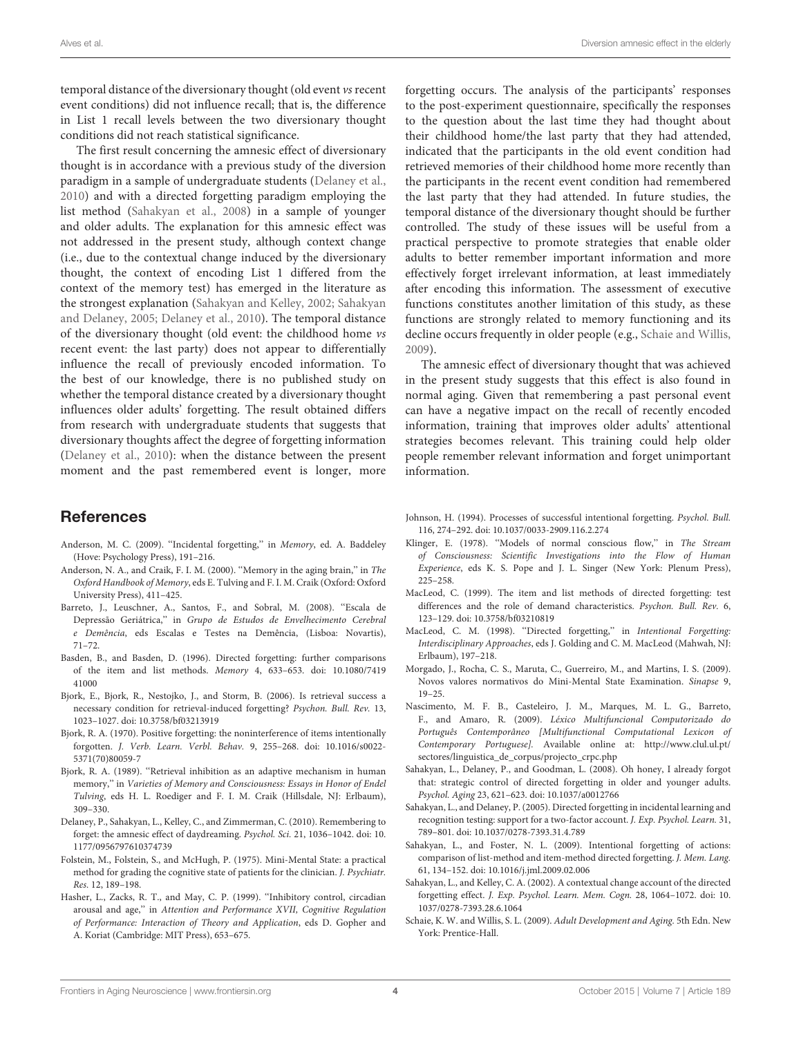temporal distance of the diversionary thought (old event *vs* recent event conditions) did not influence recall; that is, the difference in List 1 recall levels between the two diversionary thought conditions did not reach statistical significance.

The first result concerning the amnesic effect of diversionary thought is in accordance with a previous study of the diversion paradigm in a sample of undergraduate students (Delaney et al., 2010) and with a directed forgetting paradigm employing the list method (Sahakyan et al., 2008) in a sample of younger and older adults. The explanation for this amnesic effect was not addressed in the present study, although context change (i.e., due to the contextual change induced by the diversionary thought, the context of encoding List 1 differed from the context of the memory test) has emerged in the literature as the strongest explanation (Sahakyan and Kelley, 2002; Sahakyan and Delaney, 2005; Delaney et al., 2010). The temporal distance of the diversionary thought (old event: the childhood home *vs* recent event: the last party) does not appear to differentially influence the recall of previously encoded information. To the best of our knowledge, there is no published study on whether the temporal distance created by a diversionary thought influences older adults' forgetting. The result obtained differs from research with undergraduate students that suggests that diversionary thoughts affect the degree of forgetting information (Delaney et al., 2010): when the distance between the present moment and the past remembered event is longer, more forgetting occurs. The analysis of the participants' responses to the post-experiment questionnaire, specifically the responses to the question about the last time they had thought about their childhood home/the last party that they had attended, indicated that the participants in the old event condition had retrieved memories of their childhood home more recently than the participants in the recent event condition had remembered the last party that they had attended. In future studies, the temporal distance of the diversionary thought should be further controlled. The study of these issues will be useful from a practical perspective to promote strategies that enable older adults to better remember important information and more effectively forget irrelevant information, at least immediately after encoding this information. The assessment of executive functions constitutes another limitation of this study, as these functions are strongly related to memory functioning and its decline occurs frequently in older people (e.g., Schaie and Willis, 2009).

The amnesic effect of diversionary thought that was achieved in the present study suggests that this effect is also found in normal aging. Given that remembering a past personal event can have a negative impact on the recall of recently encoded information, training that improves older adults' attentional strategies becomes relevant. This training could help older people remember relevant information and forget unimportant information.

## References

Anderson, M. C. (2009). "Incidental forgetting," in *Memory*, ed. A. Baddeley (Hove: Psychology Press), 191–216.

Anderson, N. A., and Craik, F. I. M. (2000). "Memory in the aging brain," in *The Oxford Handbook of Memory*, eds E. Tulving and F. I. M. Craik (Oxford: Oxford University Press), 411–425.

Barreto, J., Leuschner, A., Santos, F., and Sobral, M. (2008). "Escala de Depressão Geriátrica," in *Grupo de Estudos de Envelhecimento Cerebral e Demência*, eds Escalas e Testes na Demência, (Lisboa: Novartis), 71–72.

Basden, B., and Basden, D. (1996). Directed forgetting: further comparisons of the item and list methods. *Memory* 4, 633–653. doi: 10.1080/741941000

Bjork, E., Bjork, R., Nestojko, J., and Storm, B. (2006). Is retrieval success a necessary condition for retrieval-induced forgetting? *Psychon. Bull. Rev.* 13, 1023–1027. doi: 10.3758/bf03213919

Bjork, R. A. (1970). Positive forgetting: the noninterference of items intentionally forgotten. *J. Verb. Learn. Verbl. Behav.* 9, 255–268. doi: 10.1016/s0022-5371(70)80059-7

Bjork, R. A. (1989). "Retrieval inhibition as an adaptive mechanism in human memory," in *Varieties of Memory and Consciousness: Essays in Honor of Endel Tulving*, eds H. L. Roediger and F. I. M. Craik (Hillsdale, NJ: Erlbaum), 309–330.

Delaney, P., Sahakyan, L., Kelley, C., and Zimmerman, C. (2010). Remembering to forget: the amnesic effect of daydreaming. *Psychol. Sci.* 21, 1036–1042. doi: 10.1177/0956797610374739

Folstein, M., Folstein, S., and McHugh, P. (1975). Mini-Mental State: a practical method for grading the cognitive state of patients for the clinician. *J. Psychiatr. Res.* 12, 189–198.

Hasher, L., Zacks, R. T., and May, C. P. (1999). "Inhibitory control, circadian arousal and age," in *Attention and Performance XVII, Cognitive Regulation of Performance: Interaction of Theory and Application*, eds D. Gopher and A. Koriat (Cambridge: MIT Press), 653–675.

Johnson, H. (1994). Processes of successful intentional forgetting. *Psychol. Bull.* 116, 274–292. doi: 10.1037/0033-2909.116.2.274

Klinger, E. (1978). "Models of normal conscious flow," in *The Stream of Consciousness: Scientific Investigations into the Flow of Human Experience*, eds K. S. Pope and J. L. Singer (New York: Plenum Press), 225–258.

MacLeod, C. (1999). The item and list methods of directed forgetting: test differences and the role of demand characteristics. *Psychon. Bull. Rev.* 6, 123–129. doi: 10.3758/bf03210819

MacLeod, C. M. (1998). "Directed forgetting," in *Intentional Forgetting: Interdisciplinary Approaches*, eds J. Golding and C. M. MacLeod (Mahwah, NJ: Erlbaum), 197–218.

Morgado, J., Rocha, C. S., Maruta, C., Guerreiro, M., and Martins, I. S. (2009). Novos valores normativos do Mini-Mental State Examination. *Sinapse* 9, 19–25.

Nascimento, M. F. B., Casteleiro, J. M., Marques, M. L. G., Barreto, F., and Amaro, R. (2009). *Léxico Multifuncional Computorizado do Português Contemporâneo [Multifunctional Computational Lexicon of Contemporary Portuguese]*. Available online at: http://www.clul.ul.pt/sectores/linguistica_de_corpus/projecto_crpc.php

Sahakyan, L., Delaney, P., and Goodman, L. (2008). Oh honey, I already forgot that: strategic control of directed forgetting in older and younger adults. *Psychol. Aging* 23, 621–623. doi: 10.1037/a0012766

Sahakyan, L., and Delaney, P. (2005). Directed forgetting in incidental learning and recognition testing: support for a two-factor account. *J. Exp. Psychol. Learn.* 31, 789–801. doi: 10.1037/0278-7393.31.4.789

Sahakyan, L., and Foster, N. L. (2009). Intentional forgetting of actions: comparison of list-method and item-method directed forgetting. *J. Mem. Lang.* 61, 134–152. doi: 10.1016/j.jml.2009.02.006

Sahakyan, L., and Kelley, C. A. (2002). A contextual change account of the directed forgetting effect. *J. Exp. Psychol. Learn. Mem. Cogn.* 28, 1064–1072. doi: 10.1037/0278-7393.28.6.1064

Schaie, K. W. and Willis, S. L. (2009). *Adult Development and Aging*. 5th Edn. New York: Prentice-Hall.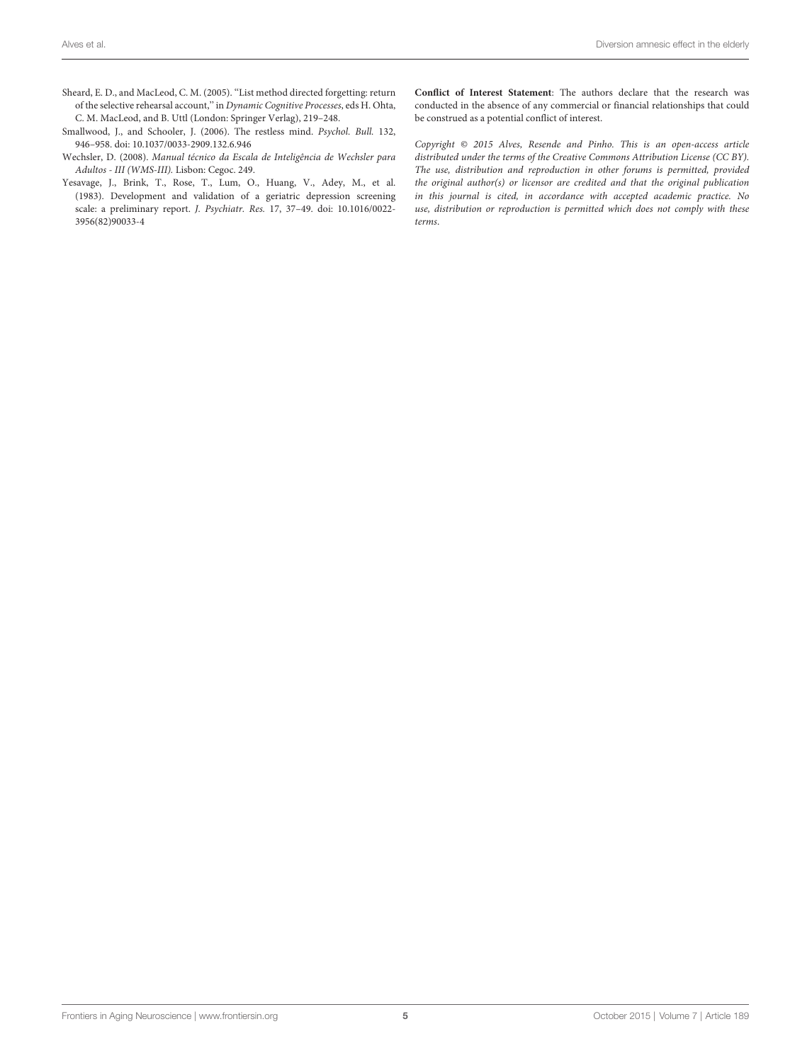Sheard, E. D., and MacLeod, C. M. (2005). "List method directed forgetting: return of the selective rehearsal account," in *Dynamic Cognitive Processes*, eds H. Ohta, C. M. MacLeod, and B. Uttl (London: Springer Verlag), 219–248.

Smallwood, J., and Schooler, J. (2006). The restless mind. *Psychol. Bull.* 132, 946–958. doi: 10.1037/0033-2909.132.6.946

Wechsler, D. (2008). *Manual técnico da Escala de Inteligência de Wechsler para Adultos - III (WMS-III).* Lisbon: Cegoc. 249.

Yesavage, J., Brink, T., Rose, T., Lum, O., Huang, V., Adey, M., et al. (1983). Development and validation of a geriatric depression screening scale: a preliminary report. *J. Psychiatr. Res.* 17, 37–49. doi: 10.1016/0022-3956(82)90033-4

**Conflict of Interest Statement**: The authors declare that the research was conducted in the absence of any commercial or financial relationships that could be construed as a potential conflict of interest.

*Copyright © 2015 Alves, Resende and Pinho. This is an open-access article distributed under the terms of the Creative Commons Attribution License (CC BY). The use, distribution and reproduction in other forums is permitted, provided the original author(s) or licensor are credited and that the original publication in this journal is cited, in accordance with accepted academic practice. No use, distribution or reproduction is permitted which does not comply with these terms.*